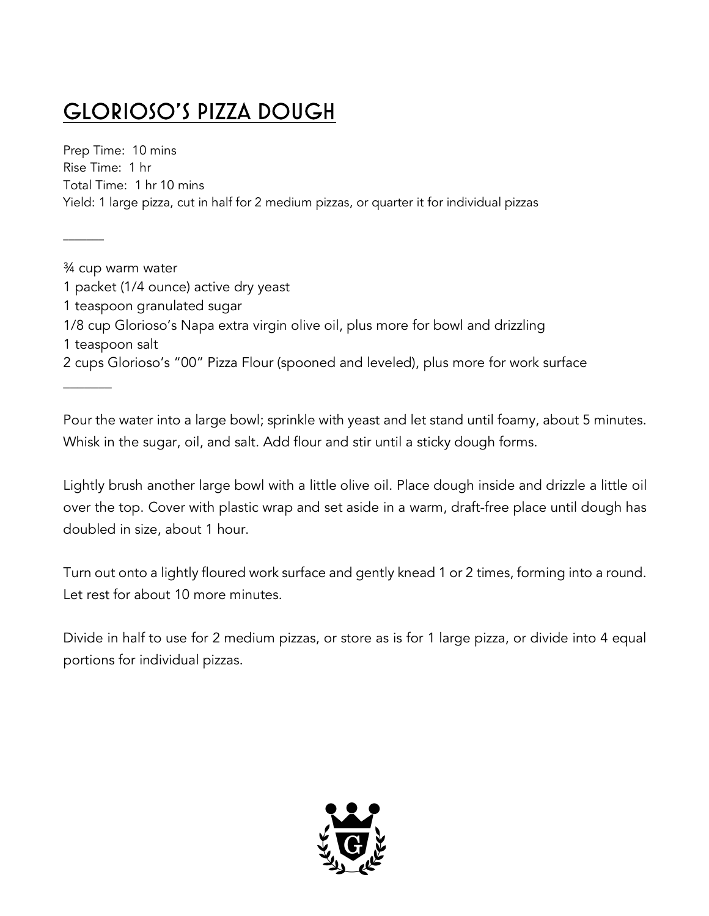# GLORIOSO'S PIZZA DOUGH

Prep Time: 10 mins
Rise Time: 1 hr
Total Time: 1 hr 10 mins
Yield: 1 large pizza, cut in half for 2 medium pizzas, or quarter it for individual pizzas

______

¾ cup warm water
1 packet (1/4 ounce) active dry yeast
1 teaspoon granulated sugar
1/8 cup Glorioso's Napa extra virgin olive oil, plus more for bowl and drizzling
1 teaspoon salt
2 cups Glorioso's "00" Pizza Flour (spooned and leveled), plus more for work surface

_______

Pour the water into a large bowl; sprinkle with yeast and let stand until foamy, about 5 minutes. Whisk in the sugar, oil, and salt. Add flour and stir until a sticky dough forms.

Lightly brush another large bowl with a little olive oil. Place dough inside and drizzle a little oil over the top. Cover with plastic wrap and set aside in a warm, draft-free place until dough has doubled in size, about 1 hour.

Turn out onto a lightly floured work surface and gently knead 1 or 2 times, forming into a round. Let rest for about 10 more minutes.

Divide in half to use for 2 medium pizzas, or store as is for 1 large pizza, or divide into 4 equal portions for individual pizzas.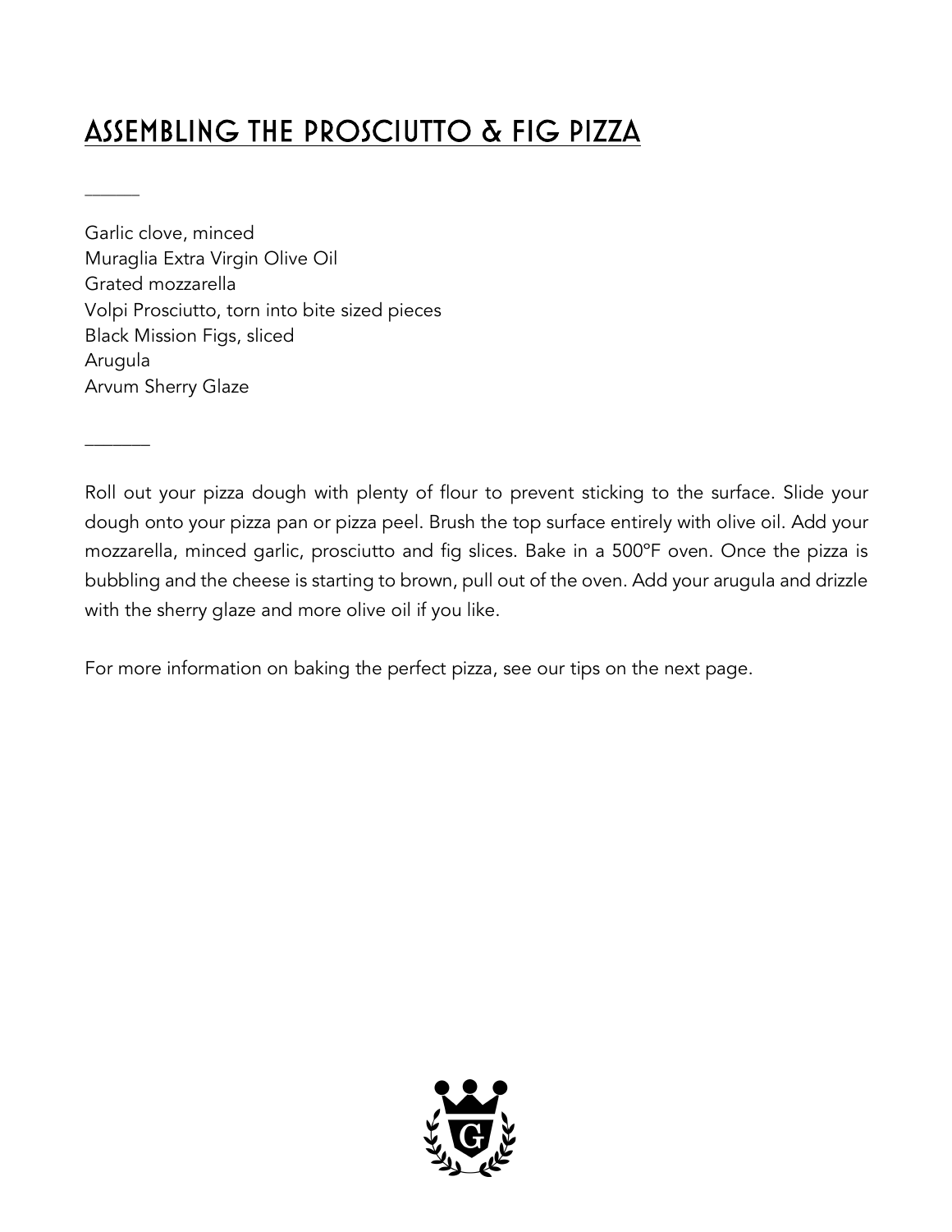# ASSEMBLING THE PROSCIUTTO & FIG PIZZA

Garlic clove, minced
Muraglia Extra Virgin Olive Oil
Grated mozzarella
Volpi Prosciutto, torn into bite sized pieces
Black Mission Figs, sliced
Arugula
Arvum Sherry Glaze

Roll out your pizza dough with plenty of flour to prevent sticking to the surface. Slide your dough onto your pizza pan or pizza peel. Brush the top surface entirely with olive oil. Add your mozzarella, minced garlic, prosciutto and fig slices. Bake in a 500°F oven. Once the pizza is bubbling and the cheese is starting to brown, pull out of the oven. Add your arugula and drizzle with the sherry glaze and more olive oil if you like.

For more information on baking the perfect pizza, see our tips on the next page.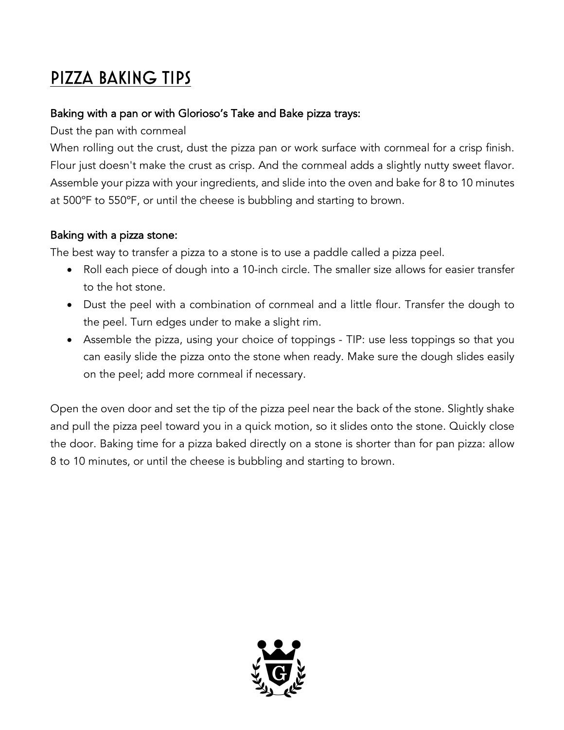# PIZZA BAKING TIPS

**Baking with a pan or with Glorioso's Take and Bake pizza trays:**

Dust the pan with cornmeal

When rolling out the crust, dust the pizza pan or work surface with cornmeal for a crisp finish. Flour just doesn't make the crust as crisp. And the cornmeal adds a slightly nutty sweet flavor. Assemble your pizza with your ingredients, and slide into the oven and bake for 8 to 10 minutes at 500°F to 550°F, or until the cheese is bubbling and starting to brown.

**Baking with a pizza stone:**

The best way to transfer a pizza to a stone is to use a paddle called a pizza peel.

- Roll each piece of dough into a 10-inch circle. The smaller size allows for easier transfer to the hot stone.
- Dust the peel with a combination of cornmeal and a little flour. Transfer the dough to the peel. Turn edges under to make a slight rim.
- Assemble the pizza, using your choice of toppings - TIP: use less toppings so that you can easily slide the pizza onto the stone when ready. Make sure the dough slides easily on the peel; add more cornmeal if necessary.

Open the oven door and set the tip of the pizza peel near the back of the stone. Slightly shake and pull the pizza peel toward you in a quick motion, so it slides onto the stone. Quickly close the door. Baking time for a pizza baked directly on a stone is shorter than for pan pizza: allow 8 to 10 minutes, or until the cheese is bubbling and starting to brown.